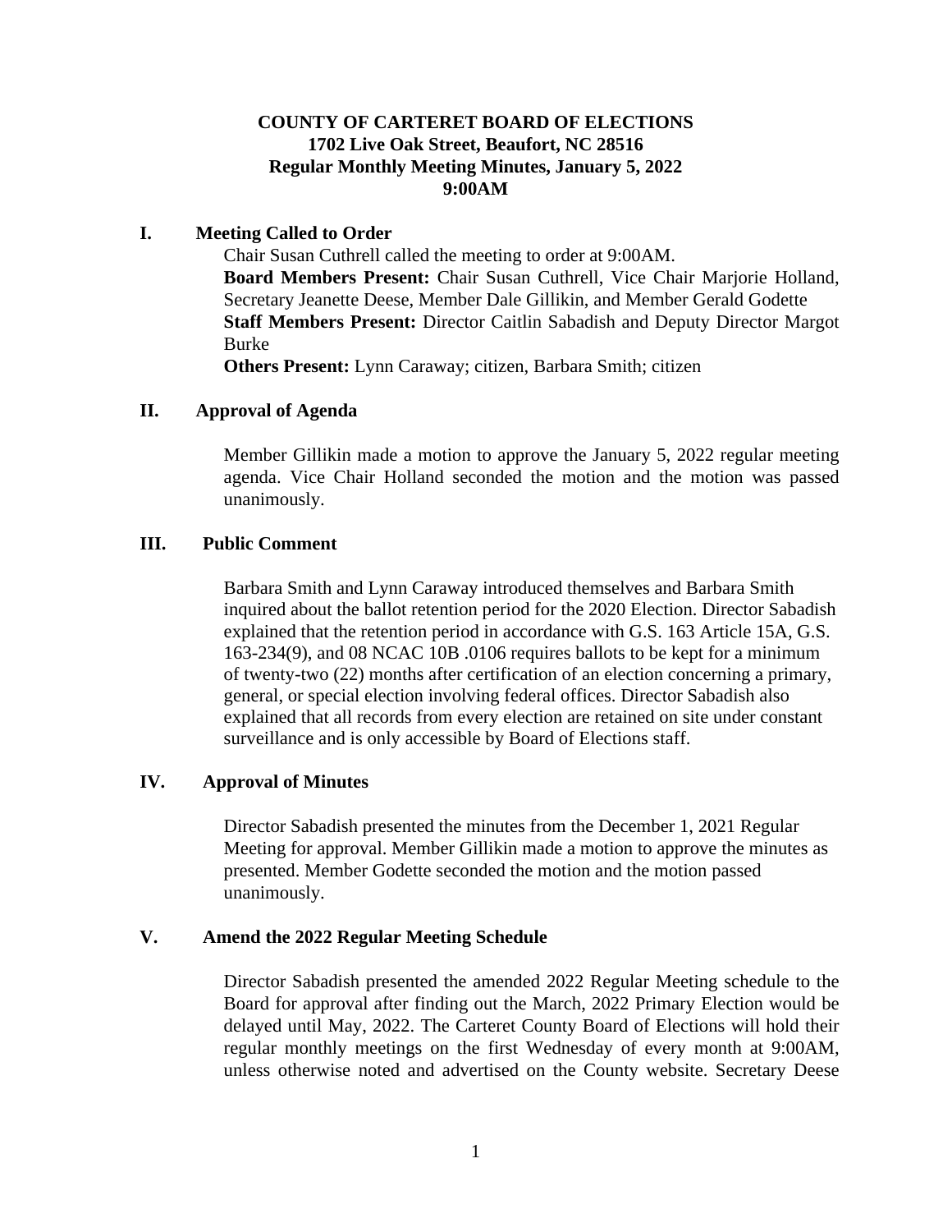**COUNTY OF CARTERET BOARD OF ELECTIONS**
**1702 Live Oak Street, Beaufort, NC 28516**
**Regular Monthly Meeting Minutes, January 5, 2022**
**9:00AM**

## I. Meeting Called to Order

Chair Susan Cuthrell called the meeting to order at 9:00AM.
**Board Members Present:** Chair Susan Cuthrell, Vice Chair Marjorie Holland, Secretary Jeanette Deese, Member Dale Gillikin, and Member Gerald Godette
**Staff Members Present:** Director Caitlin Sabadish and Deputy Director Margot Burke
**Others Present:** Lynn Caraway; citizen, Barbara Smith; citizen

## II. Approval of Agenda

Member Gillikin made a motion to approve the January 5, 2022 regular meeting agenda. Vice Chair Holland seconded the motion and the motion was passed unanimously.

## III. Public Comment

Barbara Smith and Lynn Caraway introduced themselves and Barbara Smith inquired about the ballot retention period for the 2020 Election. Director Sabadish explained that the retention period in accordance with G.S. 163 Article 15A, G.S. 163-234(9), and 08 NCAC 10B .0106 requires ballots to be kept for a minimum of twenty-two (22) months after certification of an election concerning a primary, general, or special election involving federal offices. Director Sabadish also explained that all records from every election are retained on site under constant surveillance and is only accessible by Board of Elections staff.

## IV. Approval of Minutes

Director Sabadish presented the minutes from the December 1, 2021 Regular Meeting for approval. Member Gillikin made a motion to approve the minutes as presented. Member Godette seconded the motion and the motion passed unanimously.

## V. Amend the 2022 Regular Meeting Schedule

Director Sabadish presented the amended 2022 Regular Meeting schedule to the Board for approval after finding out the March, 2022 Primary Election would be delayed until May, 2022. The Carteret County Board of Elections will hold their regular monthly meetings on the first Wednesday of every month at 9:00AM, unless otherwise noted and advertised on the County website. Secretary Deese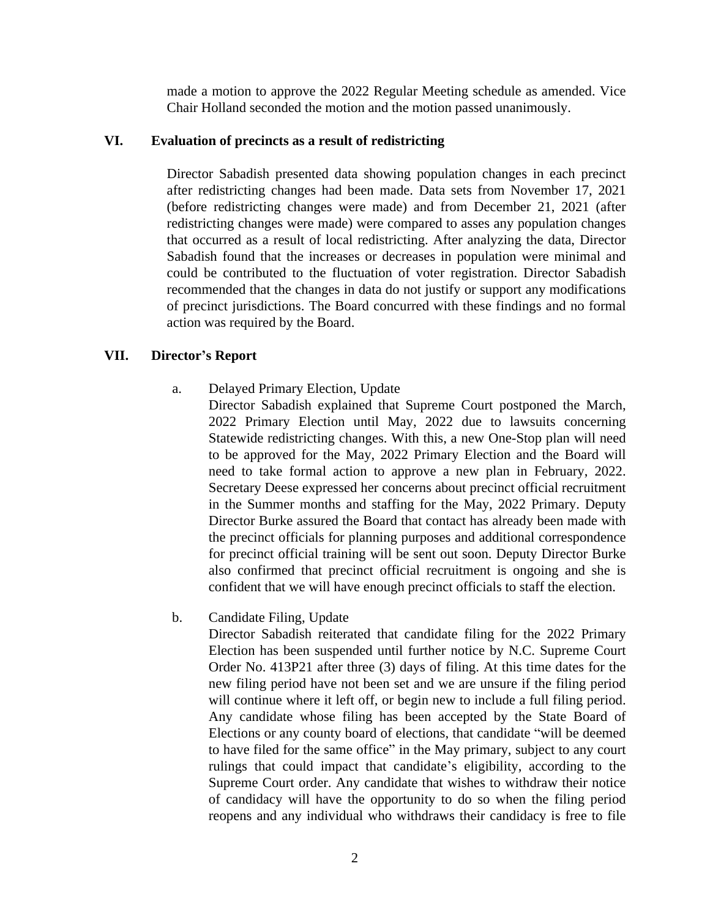made a motion to approve the 2022 Regular Meeting schedule as amended. Vice Chair Holland seconded the motion and the motion passed unanimously.

## VI. Evaluation of precincts as a result of redistricting

Director Sabadish presented data showing population changes in each precinct after redistricting changes had been made. Data sets from November 17, 2021 (before redistricting changes were made) and from December 21, 2021 (after redistricting changes were made) were compared to asses any population changes that occurred as a result of local redistricting. After analyzing the data, Director Sabadish found that the increases or decreases in population were minimal and could be contributed to the fluctuation of voter registration. Director Sabadish recommended that the changes in data do not justify or support any modifications of precinct jurisdictions. The Board concurred with these findings and no formal action was required by the Board.

## VII. Director's Report

a. Delayed Primary Election, Update

Director Sabadish explained that Supreme Court postponed the March, 2022 Primary Election until May, 2022 due to lawsuits concerning Statewide redistricting changes. With this, a new One-Stop plan will need to be approved for the May, 2022 Primary Election and the Board will need to take formal action to approve a new plan in February, 2022. Secretary Deese expressed her concerns about precinct official recruitment in the Summer months and staffing for the May, 2022 Primary. Deputy Director Burke assured the Board that contact has already been made with the precinct officials for planning purposes and additional correspondence for precinct official training will be sent out soon. Deputy Director Burke also confirmed that precinct official recruitment is ongoing and she is confident that we will have enough precinct officials to staff the election.

b. Candidate Filing, Update

Director Sabadish reiterated that candidate filing for the 2022 Primary Election has been suspended until further notice by N.C. Supreme Court Order No. 413P21 after three (3) days of filing. At this time dates for the new filing period have not been set and we are unsure if the filing period will continue where it left off, or begin new to include a full filing period. Any candidate whose filing has been accepted by the State Board of Elections or any county board of elections, that candidate "will be deemed to have filed for the same office" in the May primary, subject to any court rulings that could impact that candidate's eligibility, according to the Supreme Court order. Any candidate that wishes to withdraw their notice of candidacy will have the opportunity to do so when the filing period reopens and any individual who withdraws their candidacy is free to file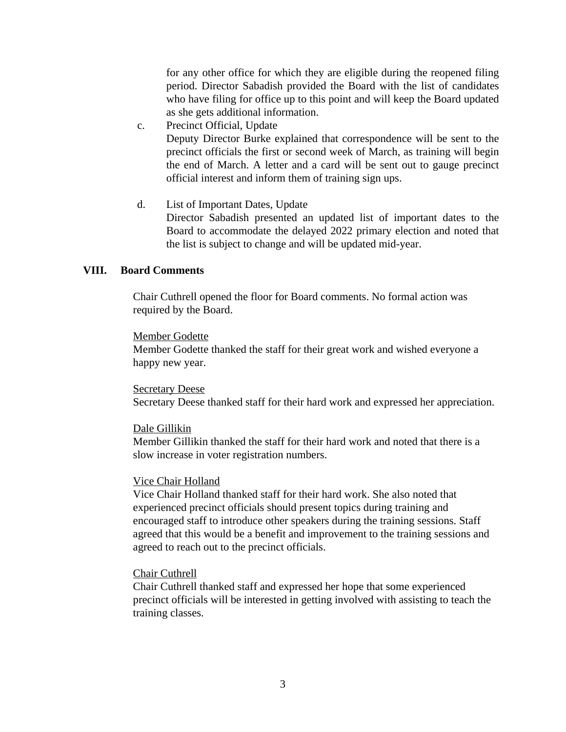for any other office for which they are eligible during the reopened filing period. Director Sabadish provided the Board with the list of candidates who have filing for office up to this point and will keep the Board updated as she gets additional information.

c. Precinct Official, Update
   Deputy Director Burke explained that correspondence will be sent to the precinct officials the first or second week of March, as training will begin the end of March. A letter and a card will be sent out to gauge precinct official interest and inform them of training sign ups.

d. List of Important Dates, Update
   Director Sabadish presented an updated list of important dates to the Board to accommodate the delayed 2022 primary election and noted that the list is subject to change and will be updated mid-year.

## VIII. Board Comments

Chair Cuthrell opened the floor for Board comments. No formal action was required by the Board.

<u>Member Godette</u>
Member Godette thanked the staff for their great work and wished everyone a happy new year.

<u>Secretary Deese</u>
Secretary Deese thanked staff for their hard work and expressed her appreciation.

<u>Dale Gillikin</u>
Member Gillikin thanked the staff for their hard work and noted that there is a slow increase in voter registration numbers.

<u>Vice Chair Holland</u>
Vice Chair Holland thanked staff for their hard work. She also noted that experienced precinct officials should present topics during training and encouraged staff to introduce other speakers during the training sessions. Staff agreed that this would be a benefit and improvement to the training sessions and agreed to reach out to the precinct officials.

<u>Chair Cuthrell</u>
Chair Cuthrell thanked staff and expressed her hope that some experienced precinct officials will be interested in getting involved with assisting to teach the training classes.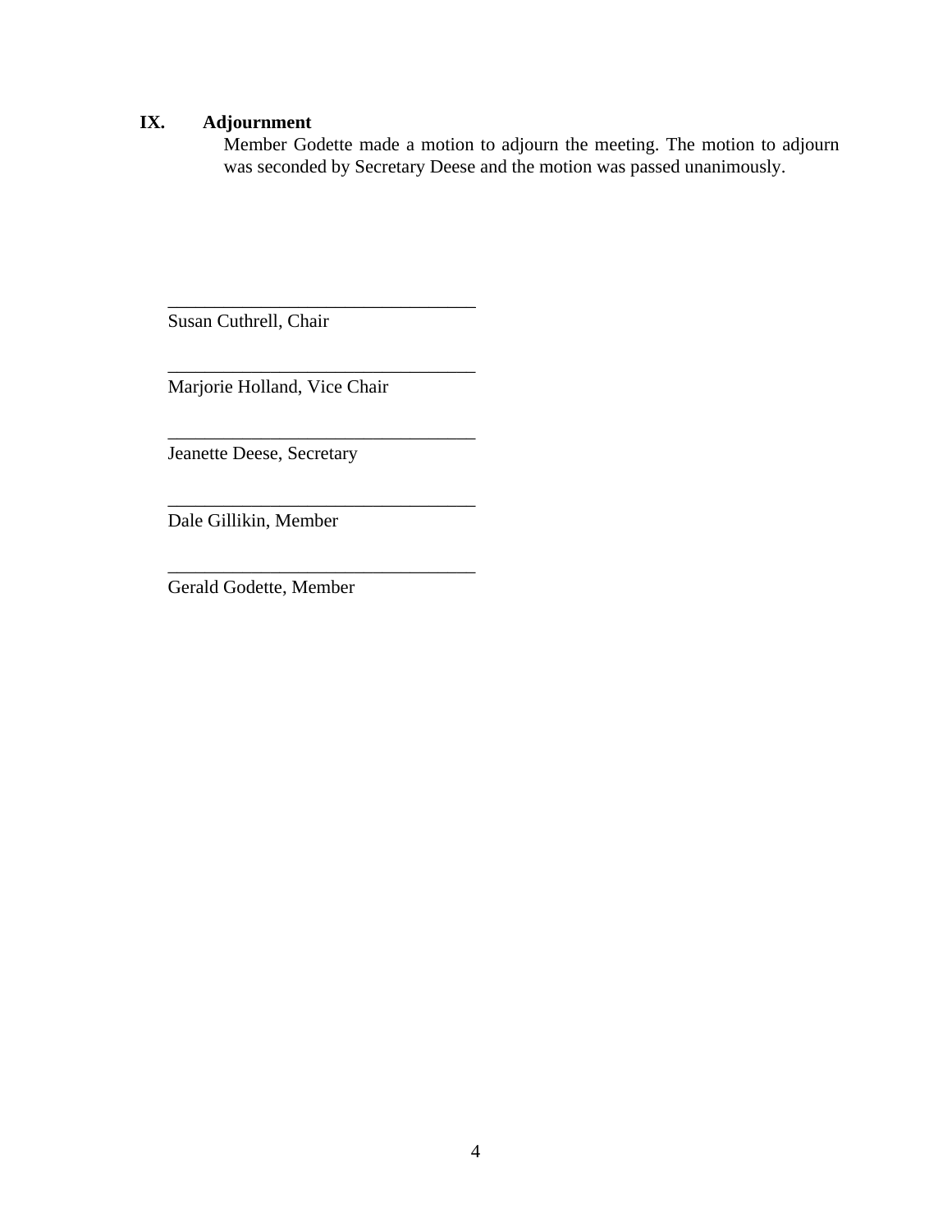## IX. Adjournment

Member Godette made a motion to adjourn the meeting. The motion to adjourn was seconded by Secretary Deese and the motion was passed unanimously.

\_\_\_\_\_\_\_\_\_\_\_\_\_\_\_\_\_\_\_\_\_\_\_\_\_\_\_\_\_\_\_\_\_\_
Susan Cuthrell, Chair

\_\_\_\_\_\_\_\_\_\_\_\_\_\_\_\_\_\_\_\_\_\_\_\_\_\_\_\_\_\_\_\_\_\_
Marjorie Holland, Vice Chair

\_\_\_\_\_\_\_\_\_\_\_\_\_\_\_\_\_\_\_\_\_\_\_\_\_\_\_\_\_\_\_\_\_\_
Jeanette Deese, Secretary

\_\_\_\_\_\_\_\_\_\_\_\_\_\_\_\_\_\_\_\_\_\_\_\_\_\_\_\_\_\_\_\_\_\_
Dale Gillikin, Member

\_\_\_\_\_\_\_\_\_\_\_\_\_\_\_\_\_\_\_\_\_\_\_\_\_\_\_\_\_\_\_\_\_\_
Gerald Godette, Member